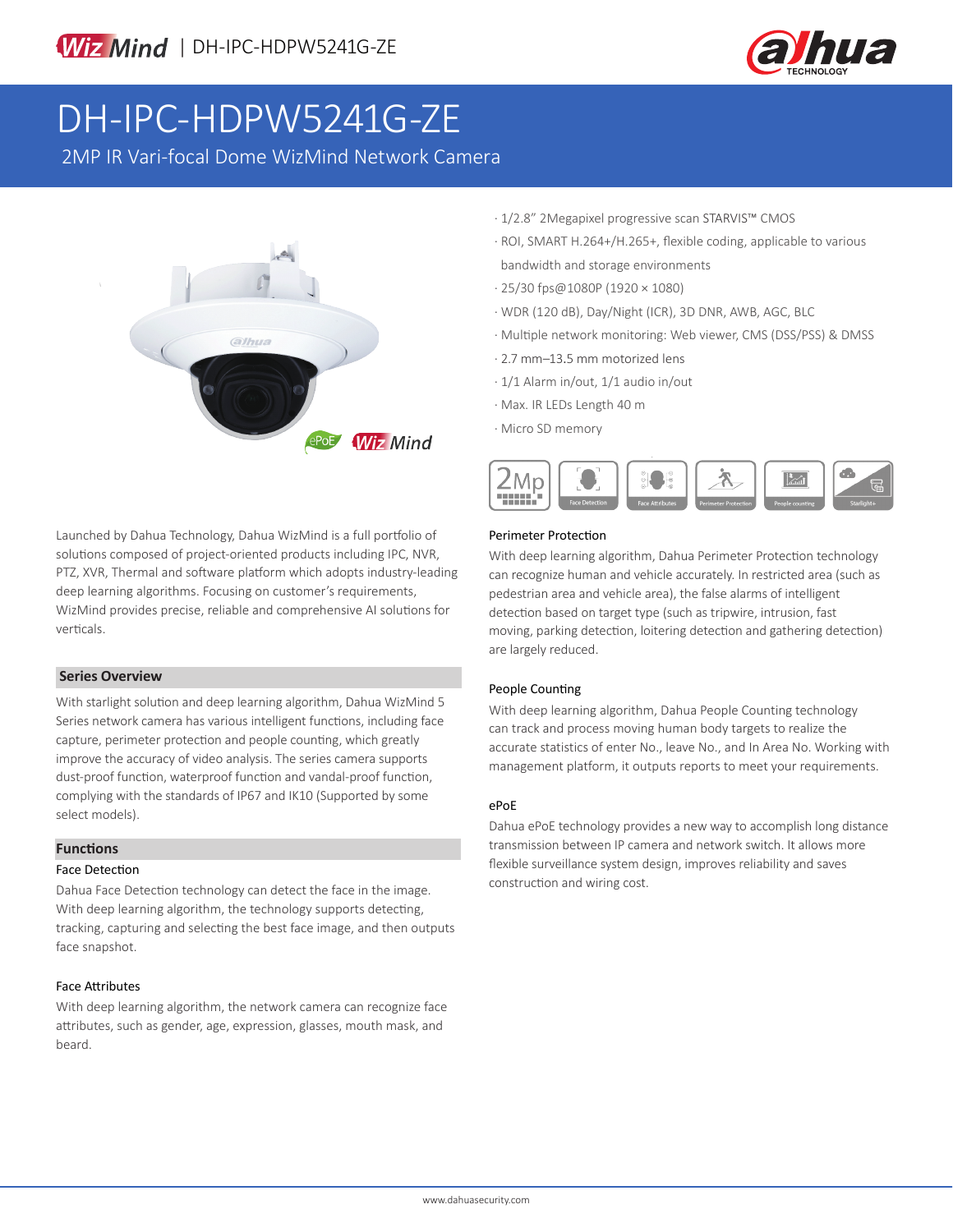WizMind | DH-IPC-HDPW5241G-ZE

# DH-IPC-HDPW5241G-ZE

2MP IR Vari-focal Dome WizMind Network Camera

- 1/2.8" 2Megapixel progressive scan STARVIS™ CMOS
- ROI, SMART H.264+/H.265+, flexible coding, applicable to various bandwidth and storage environments
- 25/30 fps@1080P (1920 × 1080)
- WDR (120 dB), Day/Night (ICR), 3D DNR, AWB, AGC, BLC
- Multiple network monitoring: Web viewer, CMS (DSS/PSS) & DMSS
- 2.7 mm–13.5 mm motorized lens
- 1/1 Alarm in/out, 1/1 audio in/out
- Max. IR LEDs Length 40 m
- Micro SD memory

2Mp | Face Detection | Face Attributes | Perimeter Protection | People counting | Starlight+

Launched by Dahua Technology, Dahua WizMind is a full portfolio of solutions composed of project-oriented products including IPC, NVR, PTZ, XVR, Thermal and software platform which adopts industry-leading deep learning algorithms. Focusing on customer's requirements, WizMind provides precise, reliable and comprehensive AI solutions for verticals.

## Series Overview

With starlight solution and deep learning algorithm, Dahua WizMind 5 Series network camera has various intelligent functions, including face capture, perimeter protection and people counting, which greatly improve the accuracy of video analysis. The series camera supports dust-proof function, waterproof function and vandal-proof function, complying with the standards of IP67 and IK10 (Supported by some select models).

## Functions

### Face Detection

Dahua Face Detection technology can detect the face in the image. With deep learning algorithm, the technology supports detecting, tracking, capturing and selecting the best face image, and then outputs face snapshot.

### Face Attributes

With deep learning algorithm, the network camera can recognize face attributes, such as gender, age, expression, glasses, mouth mask, and beard.

### Perimeter Protection

With deep learning algorithm, Dahua Perimeter Protection technology can recognize human and vehicle accurately. In restricted area (such as pedestrian area and vehicle area), the false alarms of intelligent detection based on target type (such as tripwire, intrusion, fast moving, parking detection, loitering detection and gathering detection) are largely reduced.

### People Counting

With deep learning algorithm, Dahua People Counting technology can track and process moving human body targets to realize the accurate statistics of enter No., leave No., and In Area No. Working with management platform, it outputs reports to meet your requirements.

### ePoE

Dahua ePoE technology provides a new way to accomplish long distance transmission between IP camera and network switch. It allows more flexible surveillance system design, improves reliability and saves construction and wiring cost.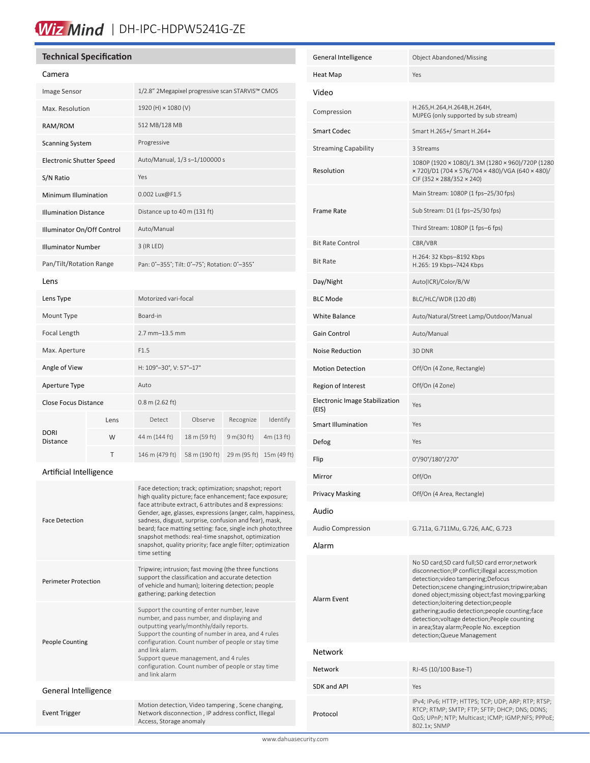# WizMind | DH-IPC-HDPW5241G-ZE

## Technical Specification

### Camera

| | |
|---|---|
| Image Sensor | 1/2.8" 2Megapixel progressive scan STARVIS™ CMOS |
| Max. Resolution | 1920 (H) × 1080 (V) |
| RAM/ROM | 512 MB/128 MB |
| Scanning System | Progressive |
| Electronic Shutter Speed | Auto/Manual, 1/3 s–1/100000 s |
| S/N Ratio | Yes |
| Minimum Illumination | 0.002 Lux@F1.5 |
| Illumination Distance | Distance up to 40 m (131 ft) |
| Illuminator On/Off Control | Auto/Manual |
| Illuminator Number | 3 (IR LED) |
| Pan/Tilt/Rotation Range | Pan: 0°–355°; Tilt: 0°–75°; Rotation: 0°–355° |

### Lens

| | | | | | |
|---|---|---|---|---|---|
| Lens Type | Motorized vari-focal | | | | |
| Mount Type | Board-in | | | | |
| Focal Length | 2.7 mm–13.5 mm | | | | |
| Max. Aperture | F1.5 | | | | |
| Angle of View | H: 109°–30°, V: 57°–17° | | | | |
| Aperture Type | Auto | | | | |
| Close Focus Distance | 0.8 m (2.62 ft) | | | | |
| DORI Distance | Lens | Detect | Observe | Recognize | Identify |
| | W | 44 m (144 ft) | 18 m (59 ft) | 9 m(30 ft) | 4m (13 ft) |
| | T | 146 m (479 ft) | 58 m (190 ft) | 29 m (95 ft) | 15m (49 ft) |

### Artificial Intelligence

| | |
|---|---|
| Face Detection | Face detection; track; optimization; snapshot; report high quality picture; face enhancement; face exposure; face attribute extract, 6 attributes and 8 expressions: Gender, age, glasses, expressions (anger, calm, happiness, sadness, disgust, surprise, confusion and fear), mask, beard; face matting setting: face, single inch photo;three snapshot methods: real-time snapshot, optimization snapshot, quality priority; face angle filter; optimization time setting |
| Perimeter Protection | Tripwire; intrusion; fast moving (the three functions support the classification and accurate detection of vehicle and human); loitering detection; people gathering; parking detection |
| People Counting | Support the counting of enter number, leave number, and pass number, and displaying and outputting yearly/monthly/daily reports.<br>Support the counting of number in area, and 4 rules configuration. Count number of people or stay time and link alarm.<br>Support queue management, and 4 rules configuration. Count number of people or stay time and link alarm |

### General Intelligence

| | |
|---|---|
| Event Trigger | Motion detection, Video tampering , Scene changing, Network disconnection , IP address conflict, Illegal Access, Storage anomaly |
| General Intelligence | Object Abandoned/Missing |
| Heat Map | Yes |

### Video

| | |
|---|---|
| Compression | H.265,H.264,H.264B,H.264H,<br>MJPEG (only supported by sub stream) |
| Smart Codec | Smart H.265+/ Smart H.264+ |
| Streaming Capability | 3 Streams |
| Resolution | 1080P (1920 × 1080)/1.3M (1280 × 960)/720P (1280 × 720)/D1 (704 × 576/704 × 480)/VGA (640 × 480)/ CIF (352 × 288/352 × 240) |
| Frame Rate | Main Stream: 1080P (1 fps–25/30 fps) |
| | Sub Stream: D1 (1 fps–25/30 fps) |
| | Third Stream: 1080P (1 fps–6 fps) |
| Bit Rate Control | CBR/VBR |
| Bit Rate | H.264: 32 Kbps–8192 Kbps<br>H.265: 19 Kbps–7424 Kbps |
| Day/Night | Auto(ICR)/Color/B/W |
| BLC Mode | BLC/HLC/WDR (120 dB) |
| White Balance | Auto/Natural/Street Lamp/Outdoor/Manual |
| Gain Control | Auto/Manual |
| Noise Reduction | 3D DNR |
| Motion Detection | Off/On (4 Zone, Rectangle) |
| Region of Interest | Off/On (4 Zone) |
| Electronic Image Stabilization (EIS) | Yes |
| Smart Illumination | Yes |
| Defog | Yes |
| Flip | 0°/90°/180°/270° |
| Mirror | Off/On |
| Privacy Masking | Off/On (4 Area, Rectangle) |

### Audio

| | |
|---|---|
| Audio Compression | G.711a, G.711Mu, G.726, AAC, G.723 |

### Alarm

| | |
|---|---|
| Alarm Event | No SD card;SD card full;SD card error;network disconnection;IP conflict;illegal access;motion detection;video tampering;Defocus Detection;scene changing;intrusion;tripwire;abandoned object;missing object;fast moving;parking detection;loitering detection;people gathering;audio detection;people counting;face detection;voltage detection;People counting in area;Stay alarm;People No. exception detection;Queue Management |

### Network

| | |
|---|---|
| Network | RJ-45 (10/100 Base-T) |
| SDK and API | Yes |
| Protocol | IPv4; IPv6; HTTP; HTTPS; TCP; UDP; ARP; RTP; RTSP; RTCP; RTMP; SMTP; FTP; SFTP; DHCP; DNS; DDNS; QoS; UPnP; NTP; Multicast; ICMP; IGMP;NFS; PPPoE; 802.1x; SNMP |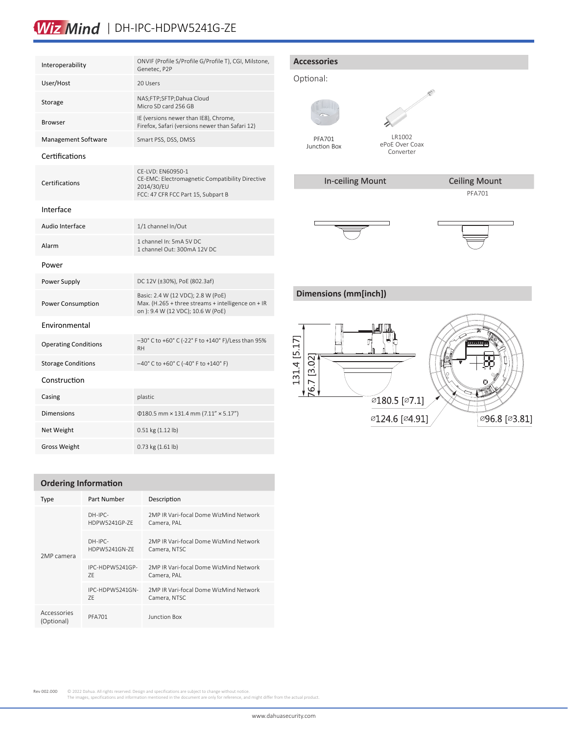| | |
|---|---|
| Interoperability | ONVIF (Profile S/Profile G/Profile T), CGI, Milstone, Genetec, P2P |
| User/Host | 20 Users |
| Storage | NAS;FTP;SFTP;Dahua Cloud<br>Micro SD card 256 GB |
| Browser | IE (versions newer than IE8), Chrome, Firefox, Safari (versions newer than Safari 12) |
| Management Software | Smart PSS, DSS, DMSS |
| **Certifications** | |
| Certifications | CE-LVD: EN60950-1<br>CE-EMC: Electromagnetic Compatibility Directive 2014/30/EU<br>FCC: 47 CFR FCC Part 15, Subpart B |
| **Interface** | |
| Audio Interface | 1/1 channel In/Out |
| Alarm | 1 channel In: 5mA 5V DC<br>1 channel Out: 300mA 12V DC |
| **Power** | |
| Power Supply | DC 12V (±30%), PoE (802.3af) |
| Power Consumption | Basic: 2.4 W (12 VDC); 2.8 W (PoE)<br>Max. (H.265 + three streams + intelligence on + IR on ): 9.4 W (12 VDC); 10.6 W (PoE) |
| **Environmental** | |
| Operating Conditions | −30° C to +60° C (-22° F to +140° F)/Less than 95% RH |
| Storage Conditions | −40° C to +60° C (-40° F to +140° F) |
| **Construction** | |
| Casing | plastic |
| Dimensions | Φ180.5 mm × 131.4 mm (7.11" × 5.17") |
| Net Weight | 0.51 kg (1.12 lb) |
| Gross Weight | 0.73 kg (1.61 lb) |

## Ordering Information

| Type | Part Number | Description |
|---|---|---|
| 2MP camera | DH-IPC-HDPW5241GP-ZE | 2MP IR Vari-focal Dome WizMind Network Camera, PAL |
| | DH-IPC-HDPW5241GN-ZE | 2MP IR Vari-focal Dome WizMind Network Camera, NTSC |
| | IPC-HDPW5241GP-ZE | 2MP IR Vari-focal Dome WizMind Network Camera, PAL |
| | IPC-HDPW5241GN-ZE | 2MP IR Vari-focal Dome WizMind Network Camera, NTSC |
| Accessories (Optional) | PFA701 | Junction Box |

## Accessories

Optional:

PFA701
Junction Box

LR1002
ePoE Over Coax Converter

| In-ceiling Mount | Ceiling Mount |
|---|---|
| | PFA701 |

## Dimensions (mm[inch])

131.4 [5.17]
76.7 [3.02]
⌀180.5 [⌀7.1]
⌀124.6 [⌀4.91]
⌀96.8 [⌀3.81]

Rev 002.000 © 2022 Dahua. All rights reserved. Design and specifications are subject to change without notice.
The images, specifications and information mentioned in the document are only for reference, and might differ from the actual product.